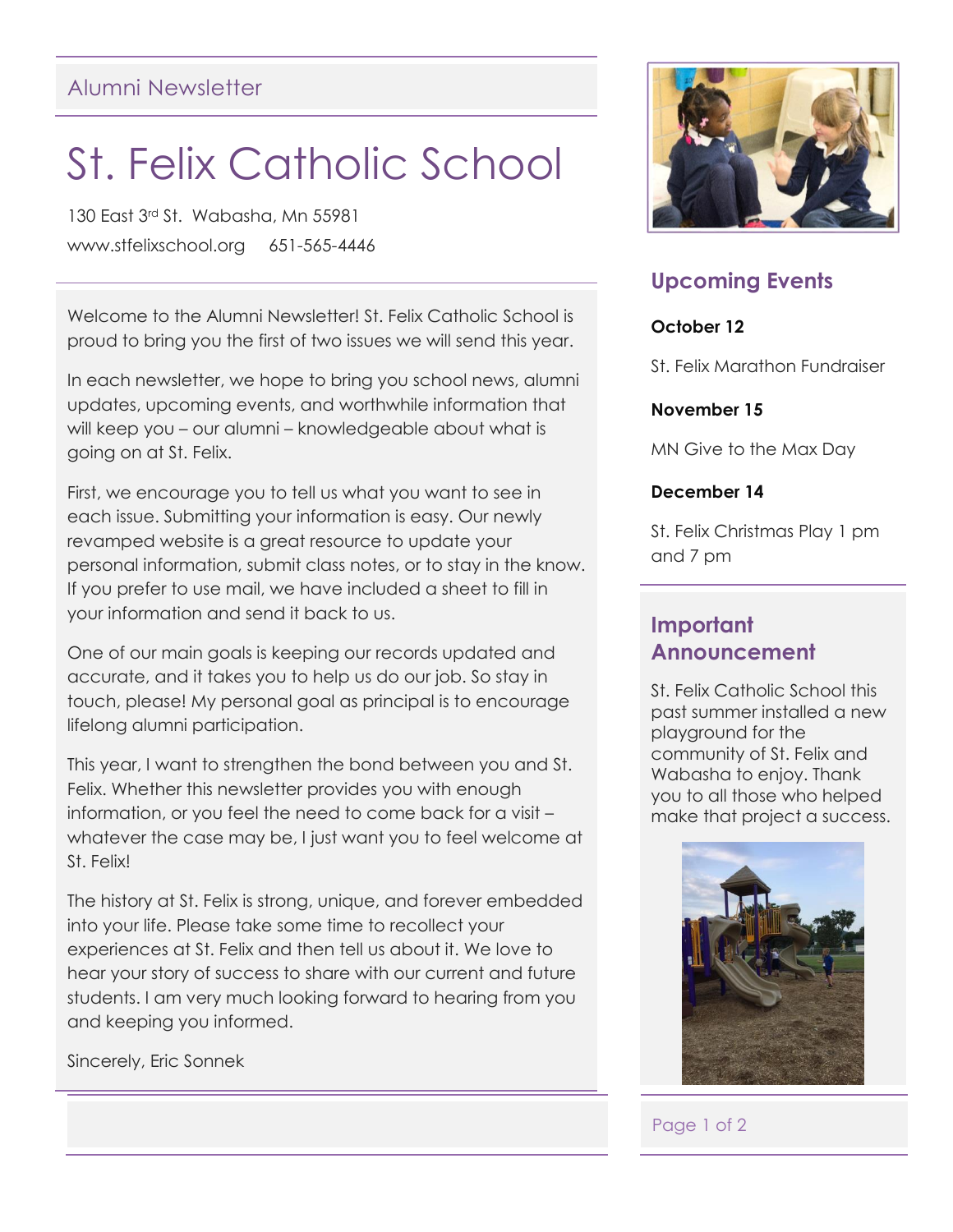Alumni Newsletter

# St. Felix Catholic School

130 East 3rd St. Wabasha, Mn 55981

www.stfelixschool.org    651-565-4446

Welcome to the Alumni Newsletter! St. Felix Catholic School is proud to bring you the first of two issues we will send this year.

In each newsletter, we hope to bring you school news, alumni updates, upcoming events, and worthwhile information that will keep you – our alumni – knowledgeable about what is going on at St. Felix.

First, we encourage you to tell us what you want to see in each issue. Submitting your information is easy. Our newly revamped website is a great resource to update your personal information, submit class notes, or to stay in the know. If you prefer to use mail, we have included a sheet to fill in your information and send it back to us.

One of our main goals is keeping our records updated and accurate, and it takes you to help us do our job. So stay in touch, please! My personal goal as principal is to encourage lifelong alumni participation.

This year, I want to strengthen the bond between you and St. Felix. Whether this newsletter provides you with enough information, or you feel the need to come back for a visit – whatever the case may be, I just want you to feel welcome at St. Felix!

The history at St. Felix is strong, unique, and forever embedded into your life. Please take some time to recollect your experiences at St. Felix and then tell us about it. We love to hear your story of success to share with our current and future students. I am very much looking forward to hearing from you and keeping you informed.

Sincerely, Eric Sonnek

## Upcoming Events

**October 12**

St. Felix Marathon Fundraiser

**November 15**

MN Give to the Max Day

**December 14**

St. Felix Christmas Play 1 pm and 7 pm

## Important Announcement

St. Felix Catholic School this past summer installed a new playground for the community of St. Felix and Wabasha to enjoy. Thank you to all those who helped make that project a success.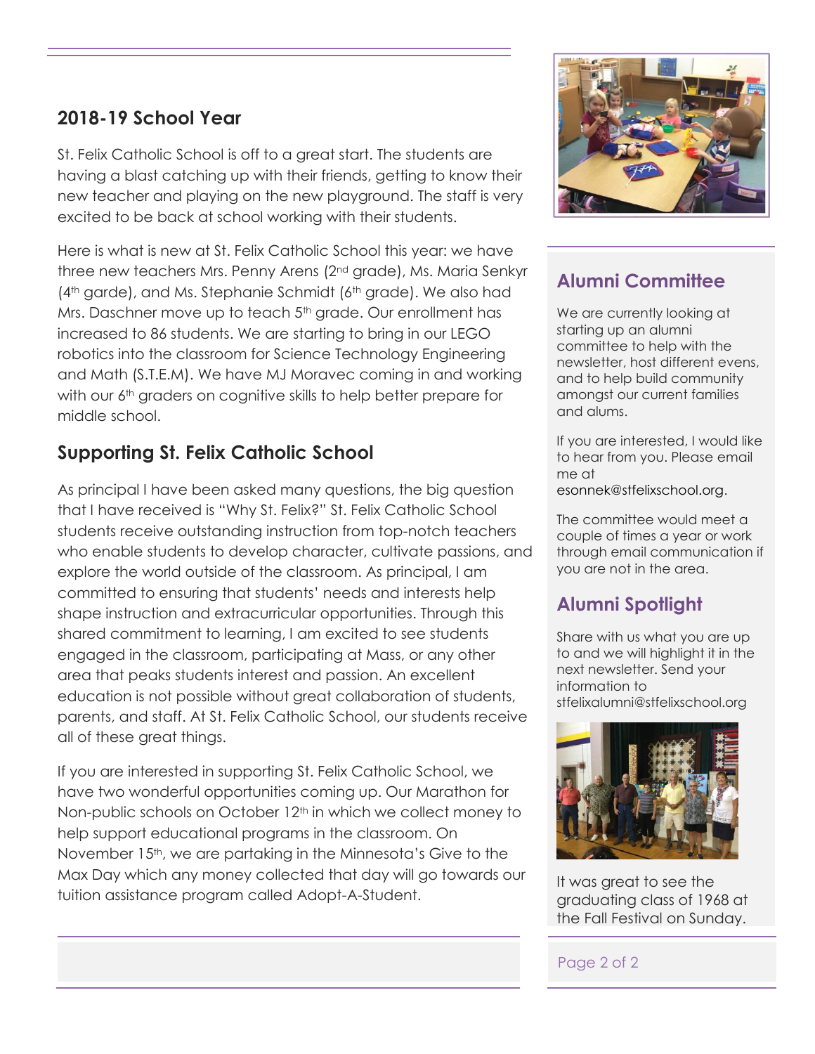## 2018-19 School Year

St. Felix Catholic School is off to a great start. The students are having a blast catching up with their friends, getting to know their new teacher and playing on the new playground. The staff is very excited to be back at school working with their students.

Here is what is new at St. Felix Catholic School this year: we have three new teachers Mrs. Penny Arens (2nd grade), Ms. Maria Senkyr (4th garde), and Ms. Stephanie Schmidt (6th grade). We also had Mrs. Daschner move up to teach 5th grade. Our enrollment has increased to 86 students. We are starting to bring in our LEGO robotics into the classroom for Science Technology Engineering and Math (S.T.E.M). We have MJ Moravec coming in and working with our 6th graders on cognitive skills to help better prepare for middle school.

## Supporting St. Felix Catholic School

As principal I have been asked many questions, the big question that I have received is "Why St. Felix?" St. Felix Catholic School students receive outstanding instruction from top-notch teachers who enable students to develop character, cultivate passions, and explore the world outside of the classroom. As principal, I am committed to ensuring that students' needs and interests help shape instruction and extracurricular opportunities. Through this shared commitment to learning, I am excited to see students engaged in the classroom, participating at Mass, or any other area that peaks students interest and passion. An excellent education is not possible without great collaboration of students, parents, and staff. At St. Felix Catholic School, our students receive all of these great things.

If you are interested in supporting St. Felix Catholic School, we have two wonderful opportunities coming up. Our Marathon for Non-public schools on October 12th in which we collect money to help support educational programs in the classroom. On November 15th, we are partaking in the Minnesota's Give to the Max Day which any money collected that day will go towards our tuition assistance program called Adopt-A-Student.

## Alumni Committee

We are currently looking at starting up an alumni committee to help with the newsletter, host different evens, and to help build community amongst our current families and alums.

If you are interested, I would like to hear from you. Please email me at esonnek@stfelixschool.org.

The committee would meet a couple of times a year or work through email communication if you are not in the area.

## Alumni Spotlight

Share with us what you are up to and we will highlight it in the next newsletter. Send your information to stfelixalumni@stfelixschool.org

It was great to see the graduating class of 1968 at the Fall Festival on Sunday.